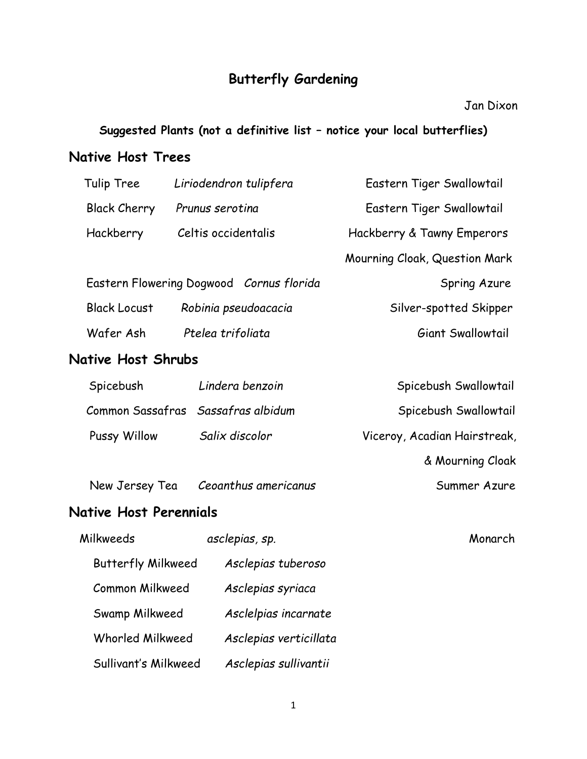# Butterfly Gardening

Jan Dixon

**Suggested Plants (not a definitive list – notice your local butterflies)**

## Native Host Trees

| | | |
|---|---|---|
| Tulip Tree | *Liriodendron tulipfera* | Eastern Tiger Swallowtail |
| Black Cherry | *Prunus serotina* | Eastern Tiger Swallowtail |
| Hackberry | Celtis occidentalis | Hackberry & Tawny Emperors Mourning Cloak, Question Mark |
| Eastern Flowering Dogwood | *Cornus florida* | Spring Azure |
| Black Locust | *Robinia pseudoacacia* | Silver-spotted Skipper |
| Wafer Ash | *Ptelea trifoliata* | Giant Swallowtail |

## Native Host Shrubs

| | | |
|---|---|---|
| Spicebush | *Lindera benzoin* | Spicebush Swallowtail |
| Common Sassafras | *Sassafras albidum* | Spicebush Swallowtail |
| Pussy Willow | *Salix discolor* | Viceroy, Acadian Hairstreak, & Mourning Cloak |
| New Jersey Tea | *Ceoanthus americanus* | Summer Azure |

## Native Host Perennials

| | | |
|---|---|---|
| Milkweeds | *asclepias, sp.* | Monarch |
| Butterfly Milkweed | *Asclepias tuberoso* | |
| Common Milkweed | *Asclepias syriaca* | |
| Swamp Milkweed | *Asclelpias incarnate* | |
| Whorled Milkweed | *Asclepias verticillata* | |
| Sullivant's Milkweed | *Asclepias sullivantii* | |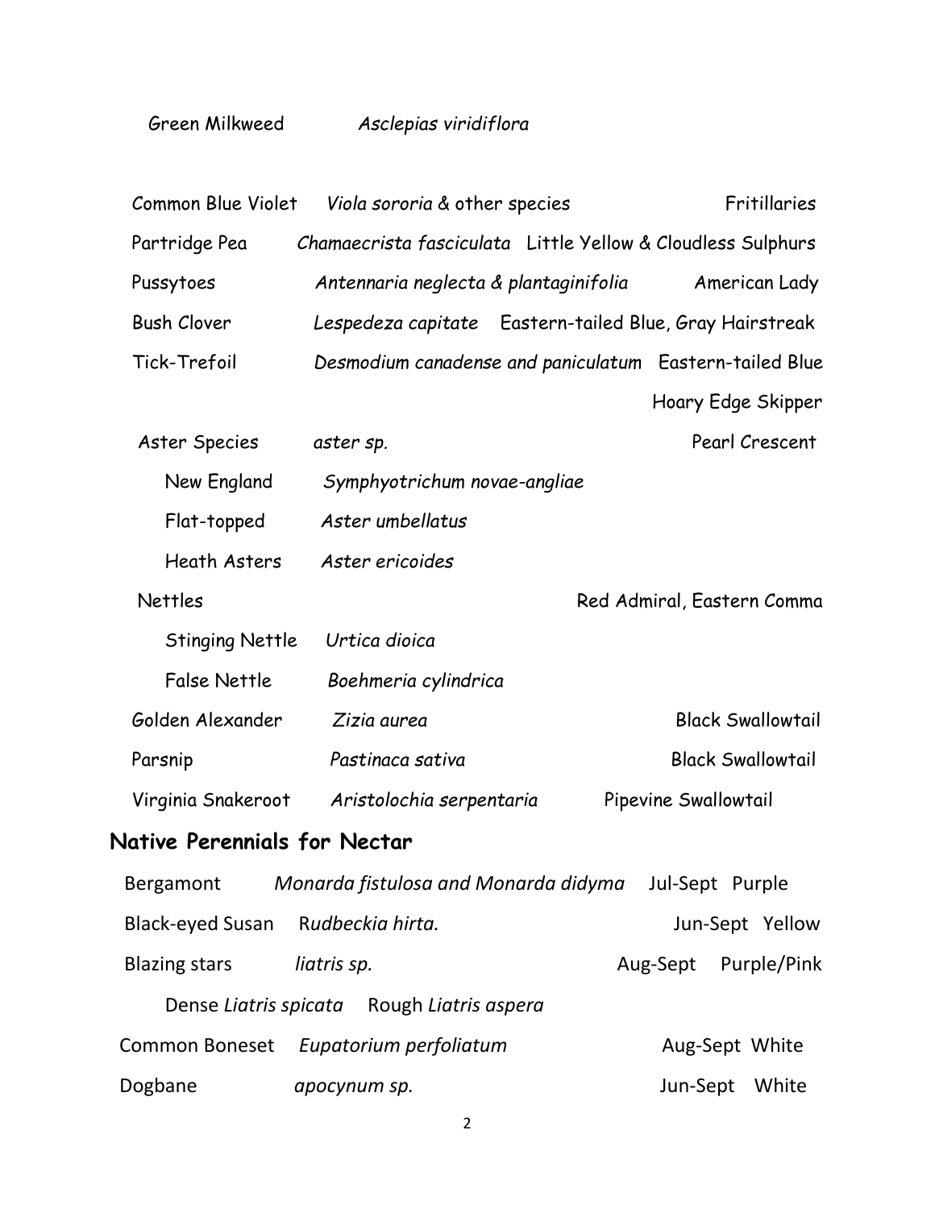Green Milkweed *Asclepias viridiflora*

| | | |
|---|---|---|
| Common Blue Violet | *Viola sororia* & other species | Fritillaries |
| Partridge Pea | *Chamaecrista fasciculata* | Little Yellow & Cloudless Sulphurs |
| Pussytoes | *Antennaria neglecta & plantaginifolia* | American Lady |
| Bush Clover | *Lespedeza capitate* | Eastern-tailed Blue, Gray Hairstreak |
| Tick-Trefoil | *Desmodium canadense and paniculatum* | Eastern-tailed Blue<br>Hoary Edge Skipper |
| Aster Species | *aster sp.* | Pearl Crescent |
| New England | *Symphyotrichum novae-angliae* | |
| Flat-topped | *Aster umbellatus* | |
| Heath Asters | *Aster ericoides* | |
| Nettles | | Red Admiral, Eastern Comma |
| Stinging Nettle | *Urtica dioica* | |
| False Nettle | *Boehmeria cylindrica* | |
| Golden Alexander | *Zizia aurea* | Black Swallowtail |
| Parsnip | *Pastinaca sativa* | Black Swallowtail |
| Virginia Snakeroot | *Aristolochia serpentaria* | Pipevine Swallowtail |

## Native Perennials for Nectar

| | | | |
|---|---|---|---|
| Bergamont | *Monarda fistulosa and Monarda didyma* | Jul-Sept | Purple |
| Black-eyed Susan | R*udbeckia hirta.* | Jun-Sept | Yellow |
| Blazing stars | *liatris sp.* | Aug-Sept | Purple/Pink |
| | Dense *Liatris spicata* Rough *Liatris aspera* | | |
| Common Boneset | *Eupatorium perfoliatum* | Aug-Sept | White |
| Dogbane | *apocynum sp.* | Jun-Sept | White |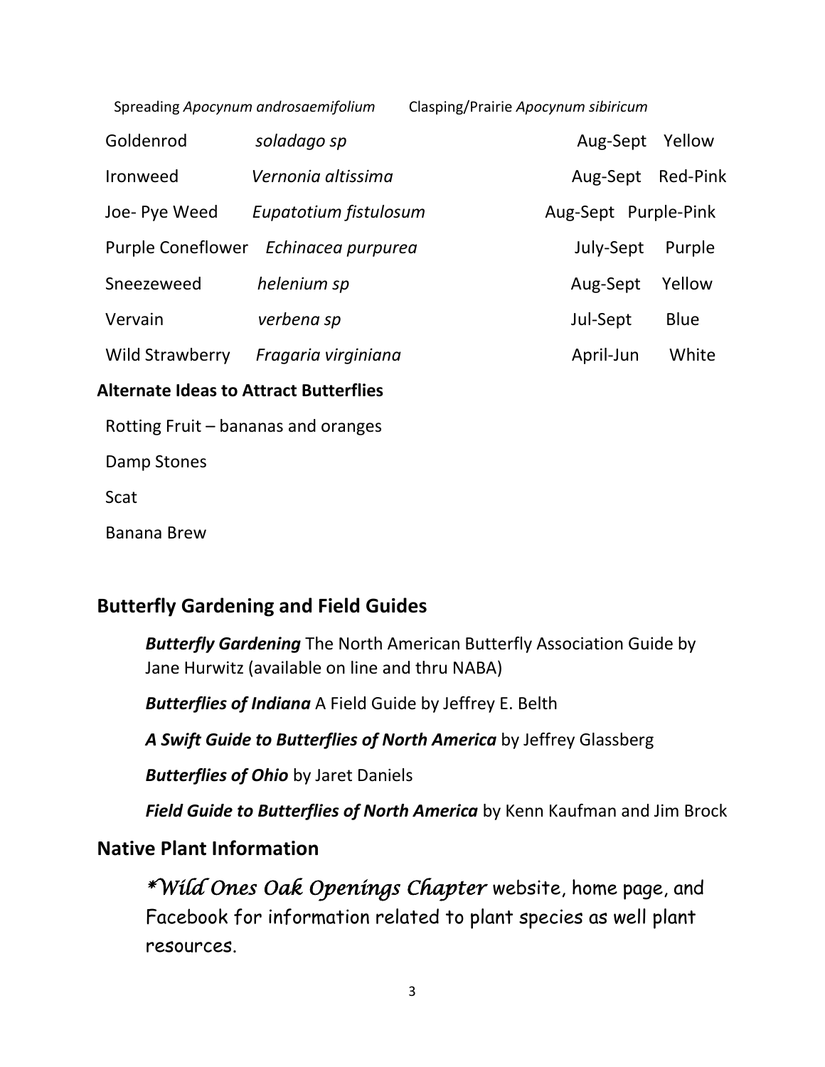Spreading *Apocynum androsaemifolium* Clasping/Prairie *Apocynum sibiricum*

| | | | |
|---|---|---|---|
| Goldenrod | *soladago sp* | Aug-Sept | Yellow |
| Ironweed | *Vernonia altissima* | Aug-Sept | Red-Pink |
| Joe- Pye Weed | *Eupatotium fistulosum* | Aug-Sept | Purple-Pink |
| Purple Coneflower | *Echinacea purpurea* | July-Sept | Purple |
| Sneezeweed | *helenium sp* | Aug-Sept | Yellow |
| Vervain | *verbena sp* | Jul-Sept | Blue |
| Wild Strawberry | *Fragaria virginiana* | April-Jun | White |

**Alternate Ideas to Attract Butterflies**

Rotting Fruit – bananas and oranges

Damp Stones

Scat

Banana Brew

## Butterfly Gardening and Field Guides

***Butterfly Gardening*** The North American Butterfly Association Guide by Jane Hurwitz (available on line and thru NABA)

***Butterflies of Indiana*** A Field Guide by Jeffrey E. Belth

***A Swift Guide to Butterflies of North America*** by Jeffrey Glassberg

***Butterflies of Ohio*** by Jaret Daniels

***Field Guide to Butterflies of North America*** by Kenn Kaufman and Jim Brock

## Native Plant Information

**Wild Ones Oak Openings Chapter** website, home page, and Facebook for information related to plant species as well plant resources.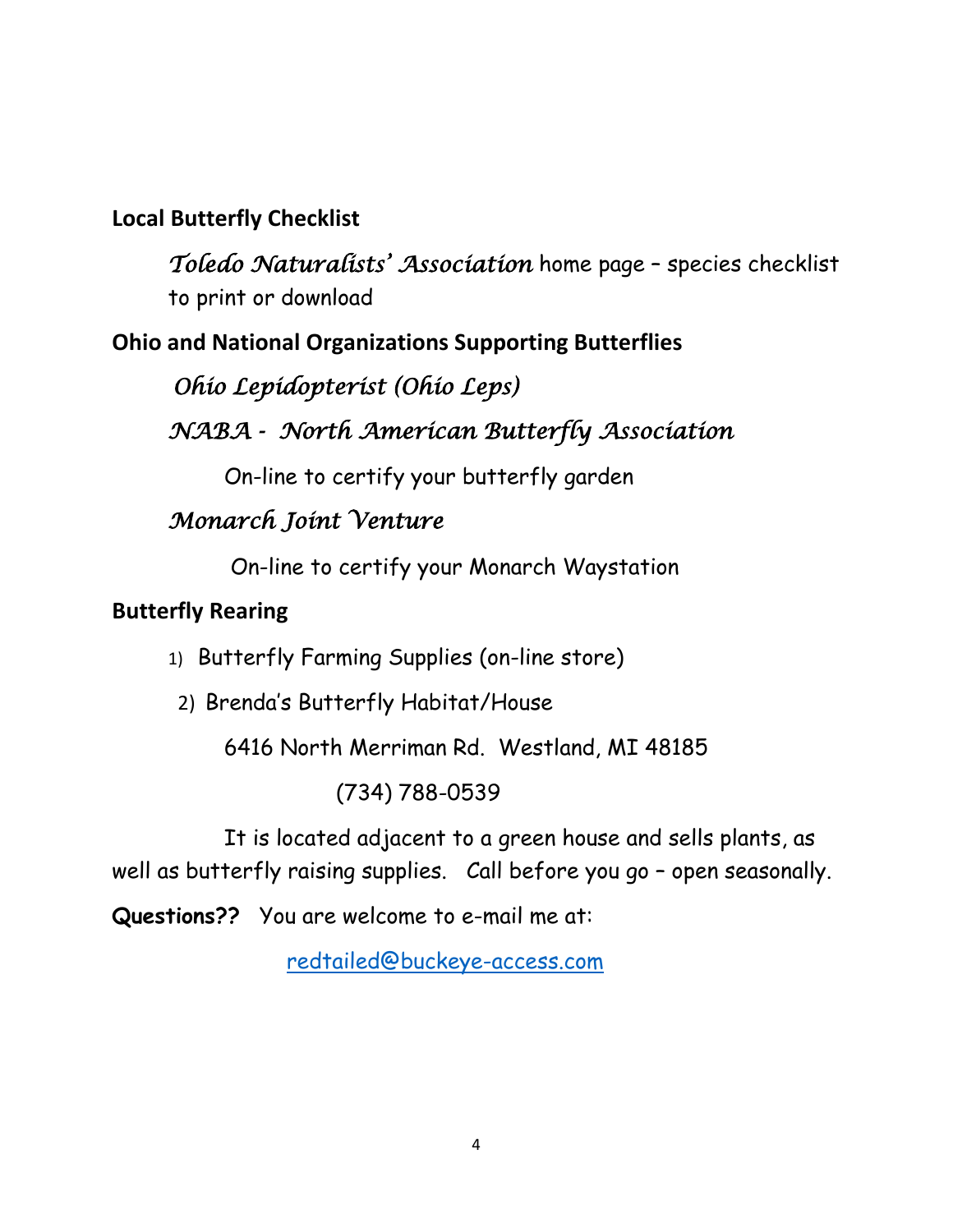**Local Butterfly Checklist**

*Toledo Naturalists' Association* home page – species checklist to print or download

**Ohio and National Organizations Supporting Butterflies**

*Ohio Lepidopterist (Ohio Leps)*

*NABA - North American Butterfly Association*

On-line to certify your butterfly garden

*Monarch Joint Venture*

On-line to certify your Monarch Waystation

**Butterfly Rearing**

1) Butterfly Farming Supplies (on-line store)

2) Brenda's Butterfly Habitat/House

6416 North Merriman Rd. Westland, MI 48185

(734) 788-0539

It is located adjacent to a green house and sells plants, as well as butterfly raising supplies. Call before you go – open seasonally.

**Questions??** You are welcome to e-mail me at:

redtailed@buckeye-access.com